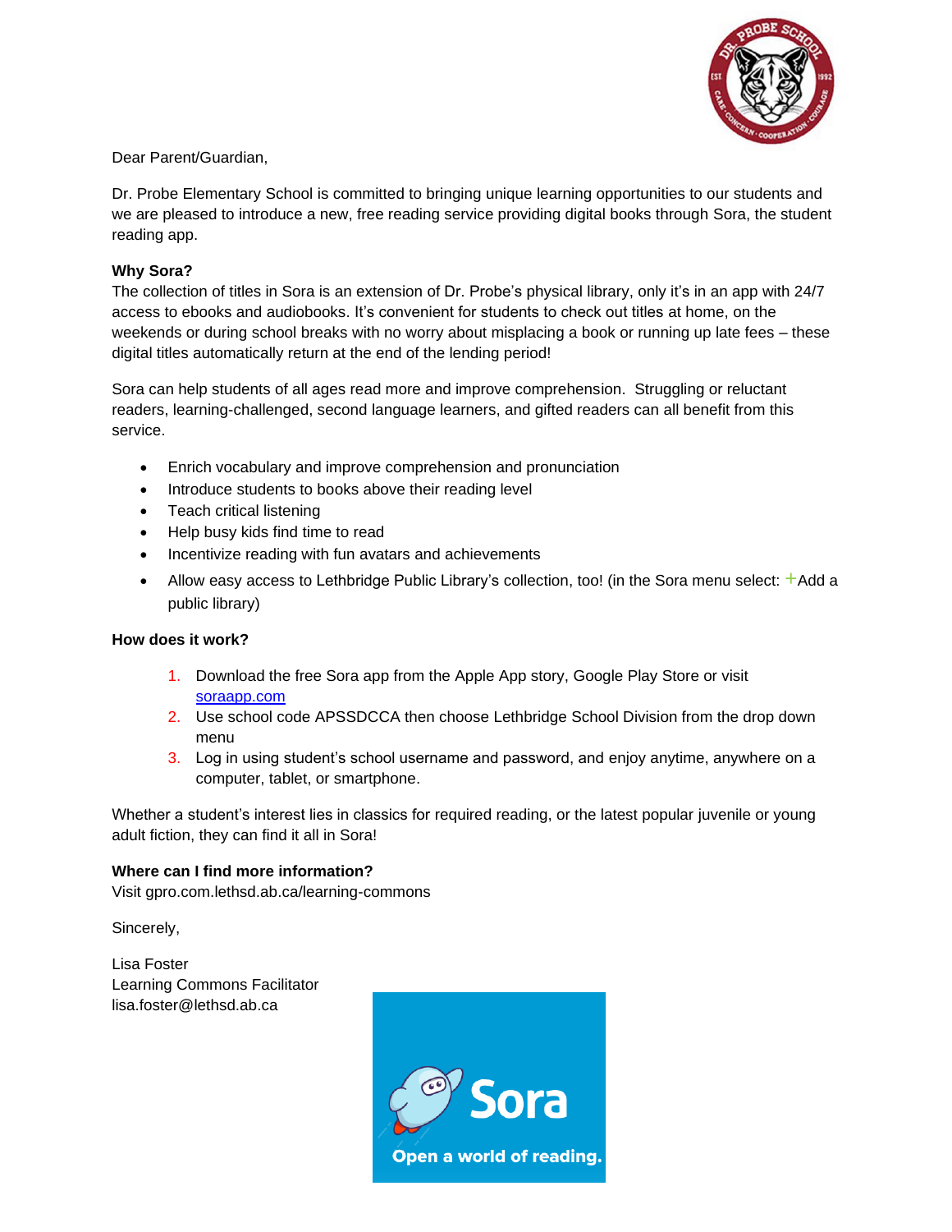Dear Parent/Guardian,

Dr. Probe Elementary School is committed to bringing unique learning opportunities to our students and we are pleased to introduce a new, free reading service providing digital books through Sora, the student reading app.

**Why Sora?**
The collection of titles in Sora is an extension of Dr. Probe's physical library, only it's in an app with 24/7 access to ebooks and audiobooks. It's convenient for students to check out titles at home, on the weekends or during school breaks with no worry about misplacing a book or running up late fees – these digital titles automatically return at the end of the lending period!

Sora can help students of all ages read more and improve comprehension. Struggling or reluctant readers, learning-challenged, second language learners, and gifted readers can all benefit from this service.

- Enrich vocabulary and improve comprehension and pronunciation
- Introduce students to books above their reading level
- Teach critical listening
- Help busy kids find time to read
- Incentivize reading with fun avatars and achievements
- Allow easy access to Lethbridge Public Library's collection, too! (in the Sora menu select: +Add a public library)

**How does it work?**

1. Download the free Sora app from the Apple App story, Google Play Store or visit [soraapp.com](soraapp.com)
2. Use school code APSSDCCA then choose Lethbridge School Division from the drop down menu
3. Log in using student's school username and password, and enjoy anytime, anywhere on a computer, tablet, or smartphone.

Whether a student's interest lies in classics for required reading, or the latest popular juvenile or young adult fiction, they can find it all in Sora!

**Where can I find more information?**
Visit gpro.com.lethsd.ab.ca/learning-commons

Sincerely,

Lisa Foster
Learning Commons Facilitator
lisa.foster@lethsd.ab.ca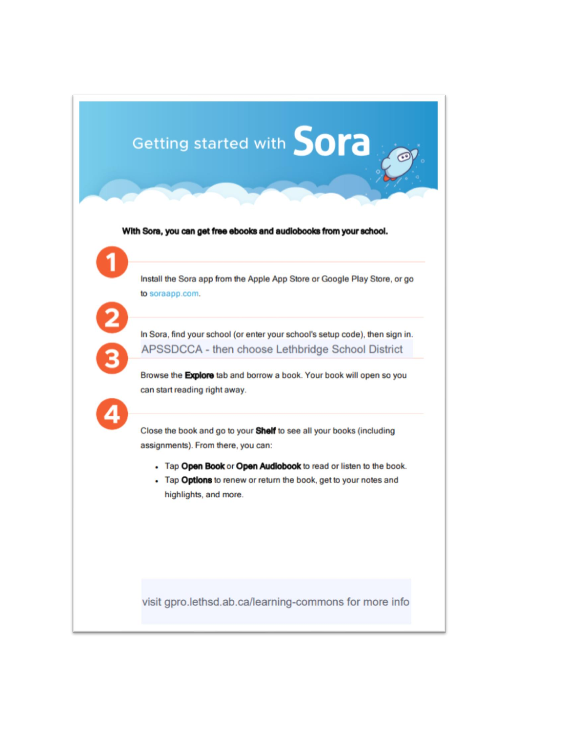# Getting started with Sora

**With Sora, you can get free ebooks and audiobooks from your school.**

1. Install the Sora app from the Apple App Store or Google Play Store, or go to soraapp.com.

2. In Sora, find your school (or enter your school's setup code), then sign in.
   APSSDCCA - then choose Lethbridge School District

3. Browse the **Explore** tab and borrow a book. Your book will open so you can start reading right away.

4. Close the book and go to your **Shelf** to see all your books (including assignments). From there, you can:
   - Tap **Open Book** or **Open Audiobook** to read or listen to the book.
   - Tap **Options** to renew or return the book, get to your notes and highlights, and more.

visit gpro.lethsd.ab.ca/learning-commons for more info